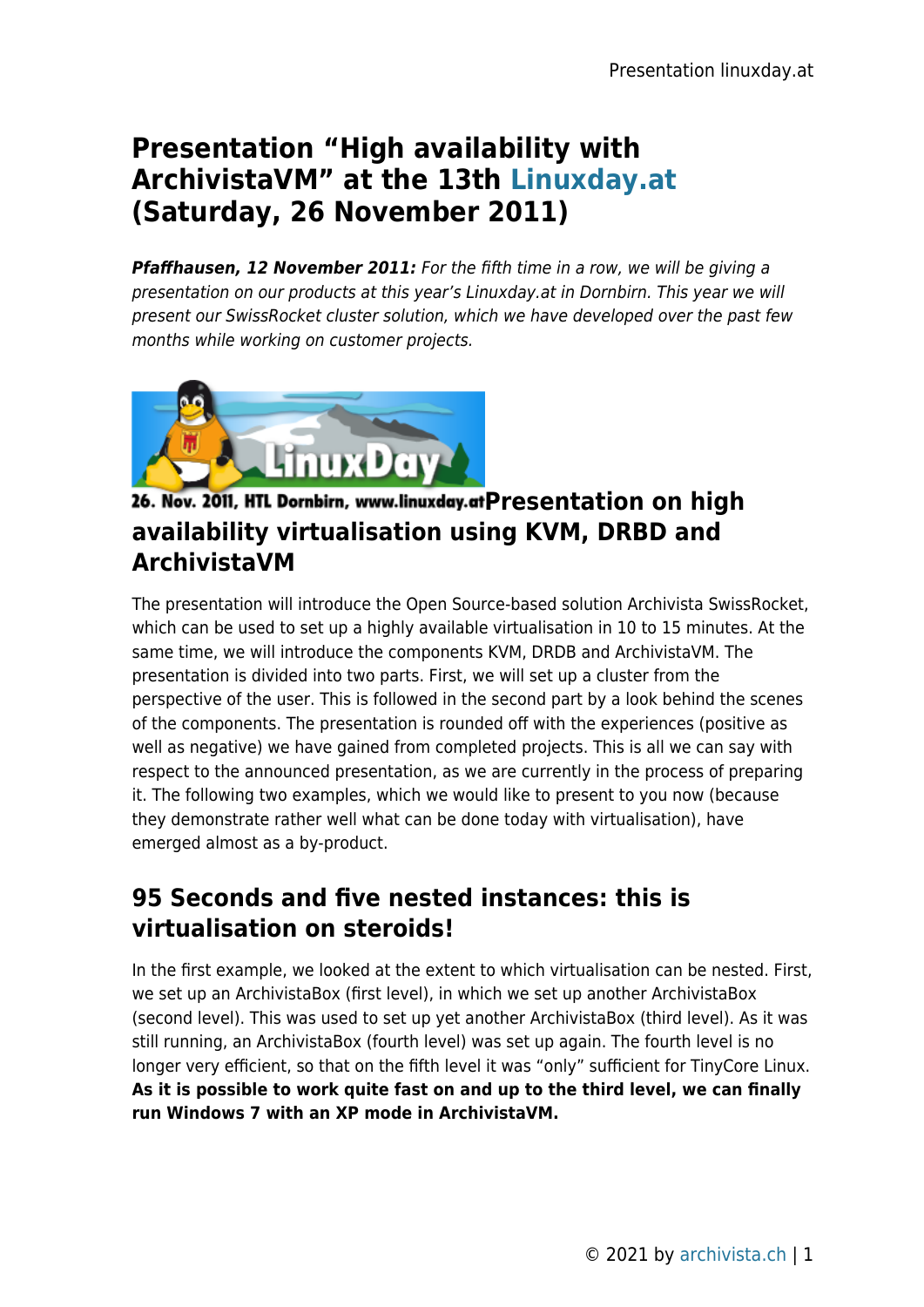# Presentation "High availability with ArchivistaVM" at the 13th Linuxday.at (Saturday, 26 November 2011)

***Pfaffhausen, 12 November 2011:*** *For the fifth time in a row, we will be giving a presentation on our products at this year's Linuxday.at in Dornbirn. This year we will present our SwissRocket cluster solution, which we have developed over the past few months while working on customer projects.*

## Presentation on high availability virtualisation using KVM, DRBD and ArchivistaVM

The presentation will introduce the Open Source-based solution Archivista SwissRocket, which can be used to set up a highly available virtualisation in 10 to 15 minutes. At the same time, we will introduce the components KVM, DRDB and ArchivistaVM. The presentation is divided into two parts. First, we will set up a cluster from the perspective of the user. This is followed in the second part by a look behind the scenes of the components. The presentation is rounded off with the experiences (positive as well as negative) we have gained from completed projects. This is all we can say with respect to the announced presentation, as we are currently in the process of preparing it. The following two examples, which we would like to present to you now (because they demonstrate rather well what can be done today with virtualisation), have emerged almost as a by-product.

## 95 Seconds and five nested instances: this is virtualisation on steroids!

In the first example, we looked at the extent to which virtualisation can be nested. First, we set up an ArchivistaBox (first level), in which we set up another ArchivistaBox (second level). This was used to set up yet another ArchivistaBox (third level). As it was still running, an ArchivistaBox (fourth level) was set up again. The fourth level is no longer very efficient, so that on the fifth level it was "only" sufficient for TinyCore Linux. **As it is possible to work quite fast on and up to the third level, we can finally run Windows 7 with an XP mode in ArchivistaVM.**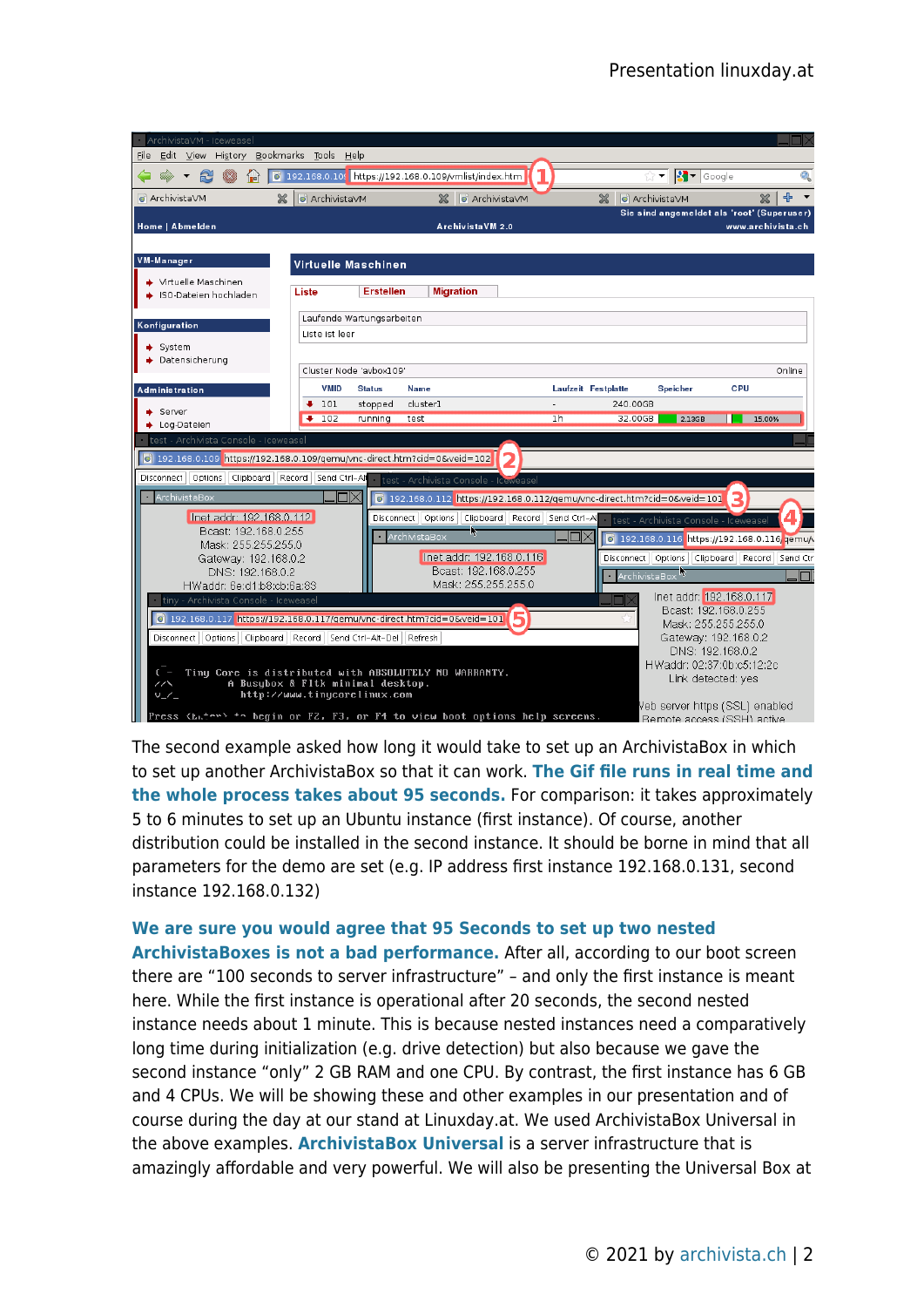The second example asked how long it would take to set up an ArchivistaBox in which to set up another ArchivistaBox so that it can work. **The Gif file runs in real time and the whole process takes about 95 seconds.** For comparison: it takes approximately 5 to 6 minutes to set up an Ubuntu instance (first instance). Of course, another distribution could be installed in the second instance. It should be borne in mind that all parameters for the demo are set (e.g. IP address first instance 192.168.0.131, second instance 192.168.0.132)

**We are sure you would agree that 95 Seconds to set up two nested ArchivistaBoxes is not a bad performance.** After all, according to our boot screen there are "100 seconds to server infrastructure" – and only the first instance is meant here. While the first instance is operational after 20 seconds, the second nested instance needs about 1 minute. This is because nested instances need a comparatively long time during initialization (e.g. drive detection) but also because we gave the second instance "only" 2 GB RAM and one CPU. By contrast, the first instance has 6 GB and 4 CPUs. We will be showing these and other examples in our presentation and of course during the day at our stand at Linuxday.at. We used ArchivistaBox Universal in the above examples. **ArchivistaBox Universal** is a server infrastructure that is amazingly affordable and very powerful. We will also be presenting the Universal Box at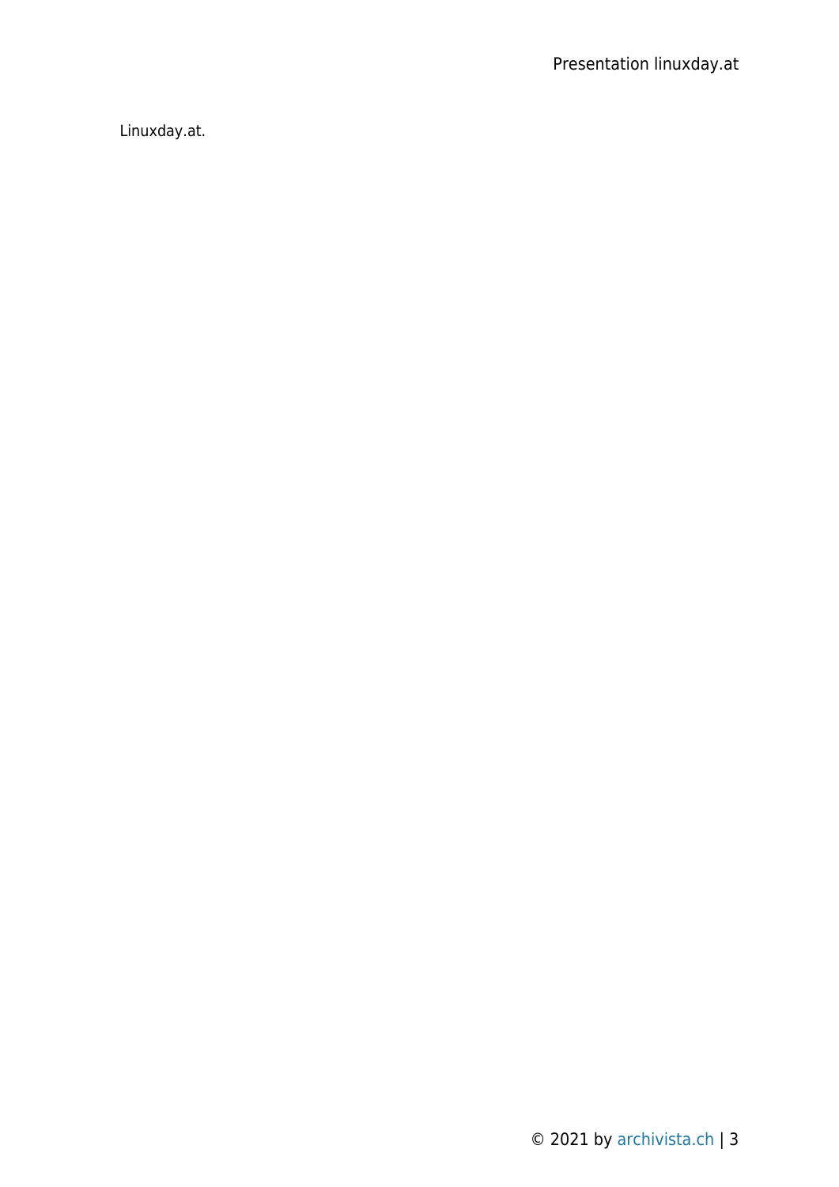Linuxday.at.